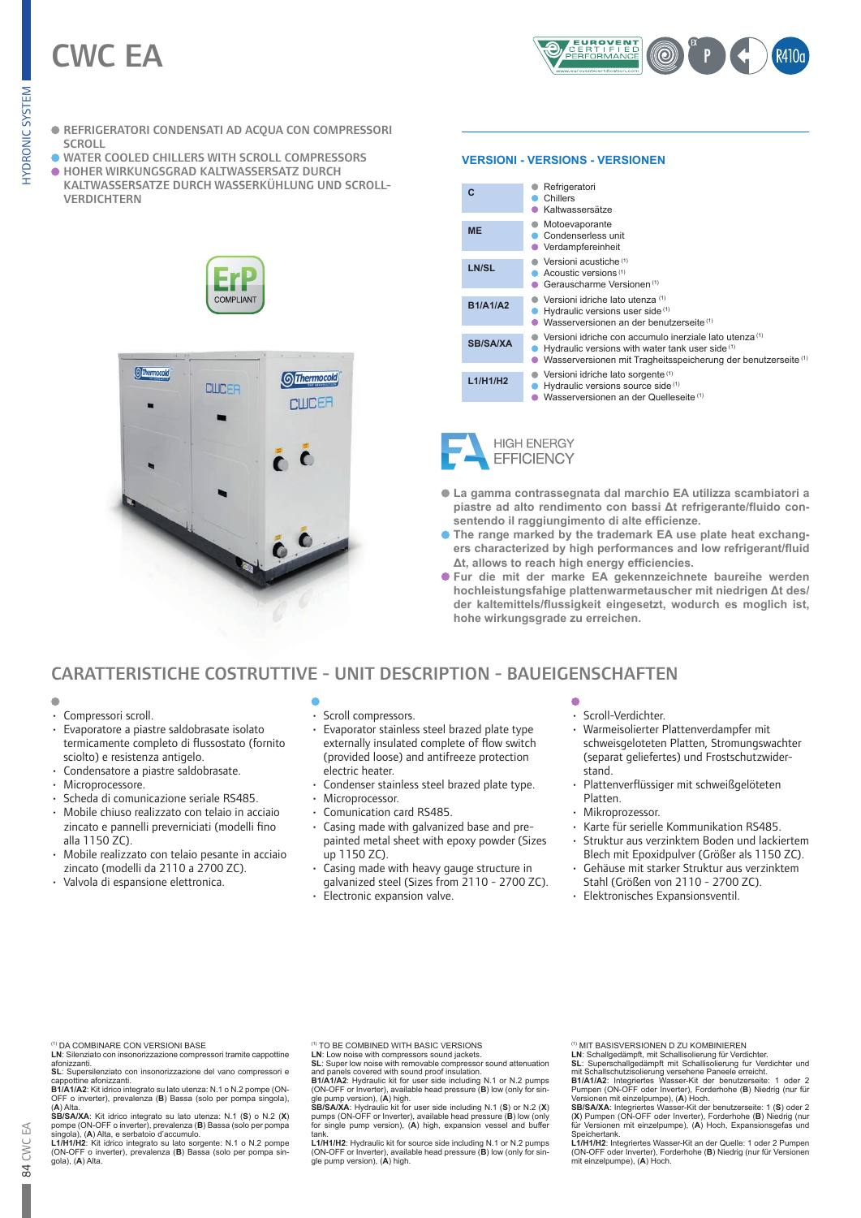# CWC EA

- REFRIGERATORI CONDENSATI AD ACQUA CON COMPRESSORI SCROLL
- WATER COOLED CHILLERS WITH SCROLL COMPRESSORS
- HOHER WIRKUNGSGRAD KALTWASSERSATZ DURCH KALTWASSERSATZE DURCH WASSERKÜHLUNG UND SCROLL-VERDICHTERN

## VERSIONI - VERSIONS - VERSIONEN

| | |
|---|---|
| **C** | Refrigeratori<br>Chillers<br>Kaltwassersätze |
| **ME** | Motoevaporante<br>Condenserless unit<br>Verdampfereinheit |
| **LN/SL** | Versioni acustiche [1]<br>Acoustic versions [1]<br>Geräuscharme Versionen [1] |
| **B1/A1/A2** | Versioni idriche lato utenza [1]<br>Hydraulic versions user side [1]<br>Wasserversionen an der benutzerseite [1] |
| **SB/SA/XA** | Versioni idriche con accumulo inerziale lato utenza [1]<br>Hydraulic versions with water tank user side [1]<br>Wasserversionen mit Tragheitsspeicherung der benutzerseite [1] |
| **L1/H1/H2** | Versioni idriche lato sorgente [1]<br>Hydraulic versions source side [1]<br>Wasserversionen an der Quelleseite [1] |

HIGH ENERGY EFFICIENCY

- **La gamma contrassegnata dal marchio EA utilizza scambiatori a piastre ad alto rendimento con bassi Δt refrigerante/fluido consentendo il raggiungimento di alte efficienze.**
- **The range marked by the trademark EA use plate heat exchangers characterized by high performances and low refrigerant/fluid Δt, allows to reach high energy efficiencies.**
- **Fur die mit der marke EA gekennzeichnete baureihe werden hochleistungsfahige plattenwarmetauscher mit niedrigen Δt des/der kaltemittels/flussigkeit eingesetzt, wodurch es moglich ist, hohe wirkungsgrade zu erreichen.**

## CARATTERISTICHE COSTRUTTIVE - UNIT DESCRIPTION - BAUEIGENSCHAFTEN

- Compressori scroll.
- Evaporatore a piastre saldobrasate isolato termicamente completo di flussostato (fornito sciolto) e resistenza antigelo.
- Condensatore a piastre saldobrasate.
- Microprocessore.
- Scheda di comunicazione seriale RS485.
- Mobile chiuso realizzato con telaio in acciaio zincato e pannelli preverniciati (modelli fino alla 1150 ZC).
- Mobile realizzato con telaio pesante in acciaio zincato (modelli da 2110 a 2700 ZC).
- Valvola di espansione elettronica.

- Scroll compressors.
- Evaporator stainless steel brazed plate type externally insulated complete of flow switch (provided loose) and antifreeze protection electric heater.
- Condenser stainless steel brazed plate type.
- Microprocessor.
- Comunication card RS485.
- Casing made with galvanized base and pre-painted metal sheet with epoxy powder (Sizes up 1150 ZC).
- Casing made with heavy gauge structure in galvanized steel (Sizes from 2110 - 2700 ZC).
- Electronic expansion valve.

- Scroll-Verdichter.
- Warmeisolierter Plattenverdampfer mit schweisgeloteten Platten, Stromungswachter (separat geliefertes) und Frostschutzwiderstand.
- Plattenverflüssiger mit schweißgelöteten Platten.
- Mikroprozessor.
- Karte für serielle Kommunikation RS485.
- Struktur aus verzinktem Boden und lackiertem Blech mit Epoxidpulver (Größer als 1150 ZC).
- Gehäuse mit starker Struktur aus verzinktem Stahl (Größen von 2110 - 2700 ZC).
- Elektronisches Expansionsventil.

[1] DA COMBINARE CON VERSIONI BASE
**LN**: Silenziato con insonorizzazione compressori tramite cappottine afonizzanti.
**SL**: Supersilenziato con insonorizzazione del vano compressori e cappottine afonizzanti.
**B1/A1/A2**: Kit idrico integrato su lato utenza: N.1 o N.2 pompe (ON-OFF o inverter), prevalenza (**B**) Bassa (solo per pompa singola), (**A**) Alta.
**SB/SA/XA**: Kit idrico integrato su lato utenza: N.1 (**S**) o N.2 (**X**) pompe (ON-OFF o inverter), prevalenza (**B**) Bassa (solo per pompa singola), (**A**) Alta, e serbatoio d'accumulo.
**L1/H1/H2**: Kit idrico integrato su lato sorgente: N.1 o N.2 pompe (ON-OFF o inverter), prevalenza (**B**) Bassa (solo per pompa singola), (**A**) Alta.

[1] TO BE COMBINED WITH BASIC VERSIONS
**LN**: Low noise with compressors sound jackets.
**SL**: Super low noise with removable compressor sound attenuation and panels covered with sound proof insulation.
**B1/A1/A2**: Hydraulic kit for user side including N.1 or N.2 pumps (ON-OFF or Inverter), available head pressure (**B**) low (only for single pump version), (**A**) high.
**SB/SA/XA**: Hydraulic kit for user side including N.1 (**S**) or N.2 (**X**) pumps (ON-OFF or Inverter), available head pressure (**B**) low (only for single pump version), (**A**) high, expansion vessel and buffer tank.
**L1/H1/H2**: Hydraulic kit for source side including N.1 or N.2 pumps (ON-OFF or Inverter), available head pressure (**B**) low (only for single pump version), (**A**) high.

[1] MIT BASISVERSIONEN D ZU KOMBINIEREN
**LN**: Schallgedämpft, mit Schallisolierung für Verdichter.
**SL**: Superschallgedämpft mit Schallisolierung fur Verdichter und mit Schallschutzisolierung versehene Paneele erreicht.
**B1/A1/A2**: Integriertes Wasser-Kit der benutzerseite: 1 oder 2 Pumpen (ON-OFF oder Inverter), Forderhohe (**B**) Niedrig (nur für Versionen mit einzelpumpe), (**A**) Hoch.
**SB/SA/XA**: Integriertes Wasser-Kit der benutzerseite: 1 (**S**) oder 2 (**X**) Pumpen (ON-OFF oder Inverter), Forderhohe (**B**) Niedrig (nur für Versionen mit einzelpumpe), (**A**) Hoch, Expansionsgefas und Speichertank.
**L1/H1/H2**: Integriertes Wasser-Kit an der Quelle: 1 oder 2 Pumpen (ON-OFF oder Inverter), Forderhohe (**B**) Niedrig (nur für Versionen mit einzelpumpe), (**A**) Hoch.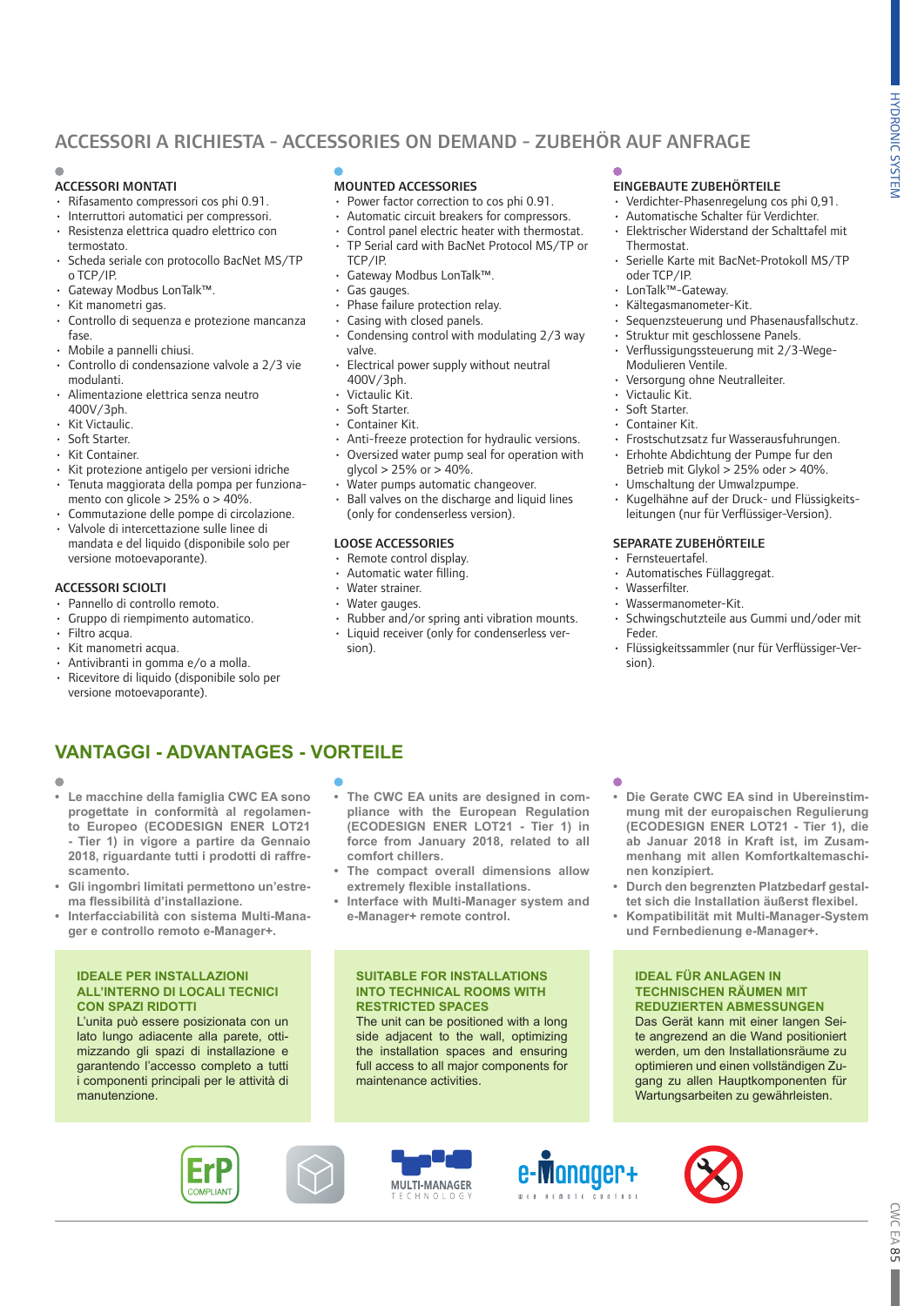## ACCESSORI A RICHIESTA - ACCESSORIES ON DEMAND - ZUBEHÖR AUF ANFRAGE

### ACCESSORI MONTATI

- Rifasamento compressori cos phi 0.91.
- Interruttori automatici per compressori.
- Resistenza elettrica quadro elettrico con termostato.
- Scheda seriale con protocollo BacNet MS/TP o TCP/IP.
- Gateway Modbus LonTalk™.
- Kit manometri gas.
- Controllo di sequenza e protezione mancanza fase.
- Mobile a pannelli chiusi.
- Controllo di condensazione valvole a 2/3 vie modulanti.
- Alimentazione elettrica senza neutro 400V/3ph.
- Kit Victaulic.
- Soft Starter.
- Kit Container.
- Kit protezione antigelo per versioni idriche
- Tenuta maggiorata della pompa per funzionamento con glicole > 25% o > 40%.
- Commutazione delle pompe di circolazione.
- Valvole di intercettazione sulle linee di mandata e del liquido (disponibile solo per versione motoevaporante).

### ACCESSORI SCIOLTI

- Pannello di controllo remoto.
- Gruppo di riempimento automatico.
- Filtro acqua.
- Kit manometri acqua.
- Antivibranti in gomma e/o a molla.
- Ricevitore di liquido (disponibile solo per versione motoevaporante).

### MOUNTED ACCESSORIES

- Power factor correction to cos phi 0.91.
- Automatic circuit breakers for compressors.
- Control panel electric heater with thermostat.
- TP Serial card with BacNet Protocol MS/TP or TCP/IP.
- Gateway Modbus LonTalk™.
- Gas gauges.
- Phase failure protection relay.
- Casing with closed panels.
- Condensing control with modulating 2/3 way valve.
- Electrical power supply without neutral 400V/3ph.
- Victaulic Kit.
- Soft Starter.
- Container Kit.
- Anti-freeze protection for hydraulic versions.
- Oversized water pump seal for operation with glycol > 25% or > 40%.
- Water pumps automatic changeover.
- Ball valves on the discharge and liquid lines (only for condenserless version).

### LOOSE ACCESSORIES

- Remote control display.
- Automatic water filling.
- Water strainer.
- Water gauges.
- Rubber and/or spring anti vibration mounts.
- Liquid receiver (only for condenserless version).

### EINGEBAUTE ZUBEHÖRTEILE

- Verdichter-Phasenregelung cos phi 0,91.
- Automatische Schalter für Verdichter.
- Elektrischer Widerstand der Schalttafel mit Thermostat.
- Serielle Karte mit BacNet-Protokoll MS/TP oder TCP/IP.
- LonTalk™-Gateway.
- Kältegasmanometer-Kit.
- Sequenzsteuerung und Phasenausfallschutz.
- Struktur mit geschlossene Panels.
- Verflussigungssteuerung mit 2/3-Wege-Modulieren Ventile.
- Versorgung ohne Neutralleiter.
- Victaulic Kit.
- Soft Starter.
- Container Kit.
- Frostschutzsatz fur Wasserausfuhrungen.
- Erhohte Abdichtung der Pumpe fur den Betrieb mit Glykol > 25% oder > 40%.
- Umschaltung der Umwalzpumpe.
- Kugelhähne auf der Druck- und Flüssigkeitsleitungen (nur für Verflüssiger-Version).

### SEPARATE ZUBEHÖRTEILE

- Fernsteuertafel.
- Automatisches Füllaggregat.
- Wasserfilter.
- Wassermanometer-Kit.
- Schwingschutzteile aus Gummi und/oder mit Feder.
- Flüssigkeitssammler (nur für Verflüssiger-Version).

## VANTAGGI - ADVANTAGES - VORTEILE

- **Le macchine della famiglia CWC EA sono progettate in conformità al regolamento Europeo (ECODESIGN ENER LOT21 - Tier 1) in vigore a partire da Gennaio 2018, riguardante tutti i prodotti di raffrescamento.**
- **Gli ingombri limitati permettono un'estrema flessibilità d'installazione.**
- **Interfacciabilità con sistema Multi-Manager e controllo remoto e-Manager+.**

**IDEALE PER INSTALLAZIONI ALL'INTERNO DI LOCALI TECNICI CON SPAZI RIDOTTI**
L'unita può essere posizionata con un lato lungo adiacente alla parete, ottimizzando gli spazi di installazione e garantendo l'accesso completo a tutti i componenti principali per le attività di manutenzione.

- **The CWC EA units are designed in compliance with the European Regulation (ECODESIGN ENER LOT21 - Tier 1) in force from January 2018, related to all comfort chillers.**
- **The compact overall dimensions allow extremely flexible installations.**
- **Interface with Multi-Manager system and e-Manager+ remote control.**

**SUITABLE FOR INSTALLATIONS INTO TECHNICAL ROOMS WITH RESTRICTED SPACES**
The unit can be positioned with a long side adjacent to the wall, optimizing the installation spaces and ensuring full access to all major components for maintenance activities.

- **Die Gerate CWC EA sind in Ubereinstimmung mit der europaischen Regulierung (ECODESIGN ENER LOT21 - Tier 1), die ab Januar 2018 in Kraft ist, im Zusammenhang mit allen Komfortkaltemaschinen konzipiert.**
- **Durch den begrenzten Platzbedarf gestaltet sich die Installation äußerst flexibel.**
- **Kompatibilität mit Multi-Manager-System und Fernbedienung e-Manager+.**

**IDEAL FÜR ANLAGEN IN TECHNISCHEN RÄUMEN MIT REDUZIERTEN ABMESSUNGEN**
Das Gerät kann mit einer langen Seite angrenzend an die Wand positioniert werden, um den Installationsräume zu optimieren und einen vollständigen Zugang zu allen Hauptkomponenten für Wartungsarbeiten zu gewährleisten.

ErP COMPLIANT

MULTI-MANAGER TECHNOLOGY

e-Manager+ WEB REMOTE CONTROL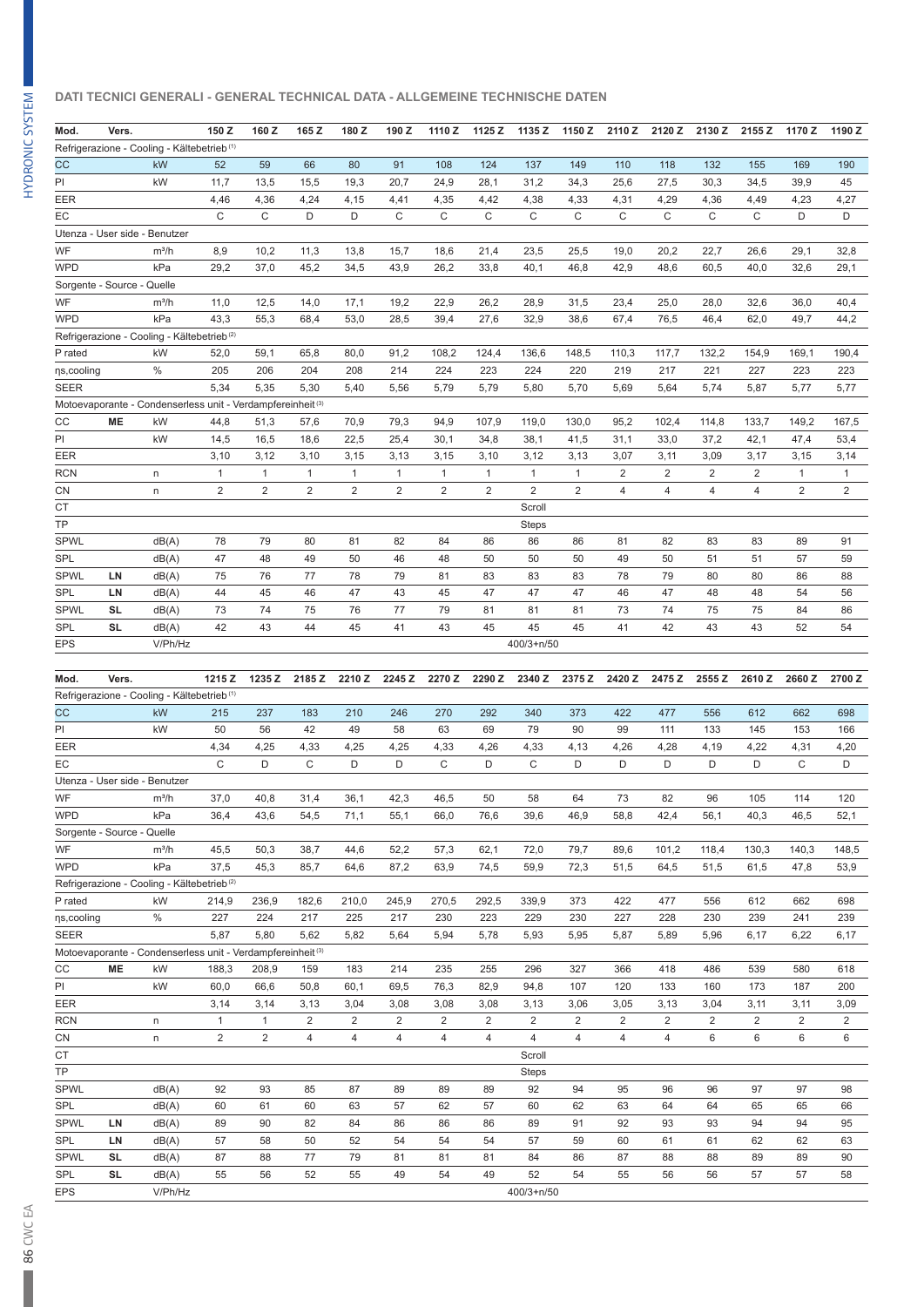## DATI TECNICI GENERALI - GENERAL TECHNICAL DATA - ALLGEMEINE TECHNISCHE DATEN

| Mod. | Vers. | | 150 Z | 160 Z | 165 Z | 180 Z | 190 Z | 1110 Z | 1125 Z | 1135 Z | 1150 Z | 2110 Z | 2120 Z | 2130 Z | 2155 Z | 1170 Z | 1190 Z |
|---|---|---|---|---|---|---|---|---|---|---|---|---|---|---|---|---|---|
| Refrigerazione - Cooling - Kältebetrieb (1) | | | | | | | | | | | | | | | | | |
| CC | | kW | 52 | 59 | 66 | 80 | 91 | 108 | 124 | 137 | 149 | 110 | 118 | 132 | 155 | 169 | 190 |
| PI | | kW | 11,7 | 13,5 | 15,5 | 19,3 | 20,7 | 24,9 | 28,1 | 31,2 | 34,3 | 25,6 | 27,5 | 30,3 | 34,5 | 39,9 | 45 |
| EER | | | 4,46 | 4,36 | 4,24 | 4,15 | 4,41 | 4,35 | 4,42 | 4,38 | 4,33 | 4,31 | 4,29 | 4,36 | 4,49 | 4,23 | 4,27 |
| EC | | | C | C | D | D | C | C | C | C | C | C | C | C | C | D | D |
| Utenza - User side - Benutzer | | | | | | | | | | | | | | | | | |
| WF | | m³/h | 8,9 | 10,2 | 11,3 | 13,8 | 15,7 | 18,6 | 21,4 | 23,5 | 25,5 | 19,0 | 20,2 | 22,7 | 26,6 | 29,1 | 32,8 |
| WPD | | kPa | 29,2 | 37,0 | 45,2 | 34,5 | 43,9 | 26,2 | 33,8 | 40,1 | 46,8 | 42,9 | 48,6 | 60,5 | 40,0 | 32,6 | 29,1 |
| Sorgente - Source - Quelle | | | | | | | | | | | | | | | | | |
| WF | | m³/h | 11,0 | 12,5 | 14,0 | 17,1 | 19,2 | 22,9 | 26,2 | 28,9 | 31,5 | 23,4 | 25,0 | 28,0 | 32,6 | 36,0 | 40,4 |
| WPD | | kPa | 43,3 | 55,3 | 68,4 | 53,0 | 28,5 | 39,4 | 27,6 | 32,9 | 38,6 | 67,4 | 76,5 | 46,4 | 62,0 | 49,7 | 44,2 |
| Refrigerazione - Cooling - Kältebetrieb (2) | | | | | | | | | | | | | | | | | |
| P rated | | kW | 52,0 | 59,1 | 65,8 | 80,0 | 91,2 | 108,2 | 124,4 | 136,6 | 148,5 | 110,3 | 117,7 | 132,2 | 154,9 | 169,1 | 190,4 |
| ηs,cooling | | % | 205 | 206 | 204 | 208 | 214 | 224 | 223 | 224 | 220 | 219 | 217 | 221 | 227 | 223 | 223 |
| SEER | | | 5,34 | 5,35 | 5,30 | 5,40 | 5,56 | 5,79 | 5,79 | 5,80 | 5,70 | 5,69 | 5,64 | 5,74 | 5,87 | 5,77 | 5,77 |
| Motoevaporante - Condenserless unit - Verdampfereinheit (3) | | | | | | | | | | | | | | | | | |
| CC | ME | kW | 44,8 | 51,3 | 57,6 | 70,9 | 79,3 | 94,9 | 107,9 | 119,0 | 130,0 | 95,2 | 102,4 | 114,8 | 133,7 | 149,2 | 167,5 |
| PI | | kW | 14,5 | 16,5 | 18,6 | 22,5 | 25,4 | 30,1 | 34,8 | 38,1 | 41,5 | 31,1 | 33,0 | 37,2 | 42,1 | 47,4 | 53,4 |
| EER | | | 3,10 | 3,12 | 3,10 | 3,15 | 3,13 | 3,15 | 3,10 | 3,12 | 3,13 | 3,07 | 3,11 | 3,09 | 3,17 | 3,15 | 3,14 |
| RCN | | n | 1 | 1 | 1 | 1 | 1 | 1 | 1 | 1 | 1 | 2 | 2 | 2 | 2 | 1 | 1 |
| CN | | n | 2 | 2 | 2 | 2 | 2 | 2 | 2 | 2 | 2 | 4 | 4 | 4 | 4 | 2 | 2 |
| CT | | | Scroll | | | | | | | | | | | | | | |
| TP | | | Steps | | | | | | | | | | | | | | |
| SPWL | | dB(A) | 78 | 79 | 80 | 81 | 82 | 84 | 86 | 86 | 86 | 81 | 82 | 83 | 83 | 89 | 91 |
| SPL | | dB(A) | 47 | 48 | 49 | 50 | 46 | 48 | 50 | 50 | 50 | 49 | 50 | 51 | 51 | 57 | 59 |
| SPWL | LN | dB(A) | 75 | 76 | 77 | 78 | 79 | 81 | 83 | 83 | 83 | 78 | 79 | 80 | 80 | 86 | 88 |
| SPL | LN | dB(A) | 44 | 45 | 46 | 47 | 43 | 45 | 47 | 47 | 47 | 46 | 47 | 48 | 48 | 54 | 56 |
| SPWL | SL | dB(A) | 73 | 74 | 75 | 76 | 77 | 79 | 81 | 81 | 81 | 73 | 74 | 75 | 75 | 84 | 86 |
| SPL | SL | dB(A) | 42 | 43 | 44 | 45 | 41 | 43 | 45 | 45 | 45 | 41 | 42 | 43 | 43 | 52 | 54 |
| EPS | | V/Ph/Hz | 400/3+n/50 | | | | | | | | | | | | | | |

| Mod. | Vers. | | 1215 Z | 1235 Z | 2185 Z | 2210 Z | 2245 Z | 2270 Z | 2290 Z | 2340 Z | 2375 Z | 2420 Z | 2475 Z | 2555 Z | 2610 Z | 2660 Z | 2700 Z |
|---|---|---|---|---|---|---|---|---|---|---|---|---|---|---|---|---|---|
| Refrigerazione - Cooling - Kältebetrieb (1) | | | | | | | | | | | | | | | | | |
| CC | | kW | 215 | 237 | 183 | 210 | 246 | 270 | 292 | 340 | 373 | 422 | 477 | 556 | 612 | 662 | 698 |
| PI | | kW | 50 | 56 | 42 | 49 | 58 | 63 | 69 | 79 | 90 | 99 | 111 | 133 | 145 | 153 | 166 |
| EER | | | 4,34 | 4,25 | 4,33 | 4,25 | 4,25 | 4,33 | 4,26 | 4,33 | 4,13 | 4,26 | 4,28 | 4,19 | 4,22 | 4,31 | 4,20 |
| EC | | | C | D | C | D | D | C | D | C | D | D | D | D | D | C | D |
| Utenza - User side - Benutzer | | | | | | | | | | | | | | | | | |
| WF | | m³/h | 37,0 | 40,8 | 31,4 | 36,1 | 42,3 | 46,5 | 50 | 58 | 64 | 73 | 82 | 96 | 105 | 114 | 120 |
| WPD | | kPa | 36,4 | 43,6 | 54,5 | 71,1 | 55,1 | 66,0 | 76,6 | 39,6 | 46,9 | 58,8 | 42,4 | 56,1 | 40,3 | 46,5 | 52,1 |
| Sorgente - Source - Quelle | | | | | | | | | | | | | | | | | |
| WF | | m³/h | 45,5 | 50,3 | 38,7 | 44,6 | 52,2 | 57,3 | 62,1 | 72,0 | 79,7 | 89,6 | 101,2 | 118,4 | 130,3 | 140,3 | 148,5 |
| WPD | | kPa | 37,5 | 45,3 | 85,7 | 64,6 | 87,2 | 63,9 | 74,5 | 59,9 | 72,3 | 51,5 | 64,5 | 51,5 | 61,5 | 47,8 | 53,9 |
| Refrigerazione - Cooling - Kältebetrieb (2) | | | | | | | | | | | | | | | | | |
| P rated | | kW | 214,9 | 236,9 | 182,6 | 210,0 | 245,9 | 270,5 | 292,5 | 339,9 | 373 | 422 | 477 | 556 | 612 | 662 | 698 |
| ηs,cooling | | % | 227 | 224 | 217 | 225 | 217 | 230 | 223 | 229 | 230 | 227 | 228 | 230 | 239 | 241 | 239 |
| SEER | | | 5,87 | 5,80 | 5,62 | 5,82 | 5,64 | 5,94 | 5,78 | 5,93 | 5,95 | 5,87 | 5,89 | 5,96 | 6,17 | 6,22 | 6,17 |
| Motoevaporante - Condenserless unit - Verdampfereinheit (3) | | | | | | | | | | | | | | | | | |
| CC | ME | kW | 188,3 | 208,9 | 159 | 183 | 214 | 235 | 255 | 296 | 327 | 366 | 418 | 486 | 539 | 580 | 618 |
| PI | | kW | 60,0 | 66,6 | 50,8 | 60,1 | 69,5 | 76,3 | 82,9 | 94,8 | 107 | 120 | 133 | 160 | 173 | 187 | 200 |
| EER | | | 3,14 | 3,14 | 3,13 | 3,04 | 3,08 | 3,08 | 3,08 | 3,13 | 3,06 | 3,05 | 3,13 | 3,04 | 3,11 | 3,11 | 3,09 |
| RCN | | n | 1 | 1 | 2 | 2 | 2 | 2 | 2 | 2 | 2 | 2 | 2 | 2 | 2 | 2 | 2 |
| CN | | n | 2 | 2 | 4 | 4 | 4 | 4 | 4 | 4 | 4 | 4 | 4 | 6 | 6 | 6 | 6 |
| CT | | | Scroll | | | | | | | | | | | | | | |
| TP | | | Steps | | | | | | | | | | | | | | |
| SPWL | | dB(A) | 92 | 93 | 85 | 87 | 89 | 89 | 89 | 92 | 94 | 95 | 96 | 96 | 97 | 97 | 98 |
| SPL | | dB(A) | 60 | 61 | 60 | 63 | 57 | 62 | 57 | 60 | 62 | 63 | 64 | 64 | 65 | 65 | 66 |
| SPWL | LN | dB(A) | 89 | 90 | 82 | 84 | 86 | 86 | 86 | 89 | 91 | 92 | 93 | 93 | 94 | 94 | 95 |
| SPL | LN | dB(A) | 57 | 58 | 50 | 52 | 54 | 54 | 54 | 57 | 59 | 60 | 61 | 61 | 62 | 62 | 63 |
| SPWL | SL | dB(A) | 87 | 88 | 77 | 79 | 81 | 81 | 81 | 84 | 86 | 87 | 88 | 88 | 89 | 89 | 90 |
| SPL | SL | dB(A) | 55 | 56 | 52 | 55 | 49 | 54 | 49 | 52 | 54 | 55 | 56 | 56 | 57 | 57 | 58 |
| EPS | | V/Ph/Hz | 400/3+n/50 | | | | | | | | | | | | | | |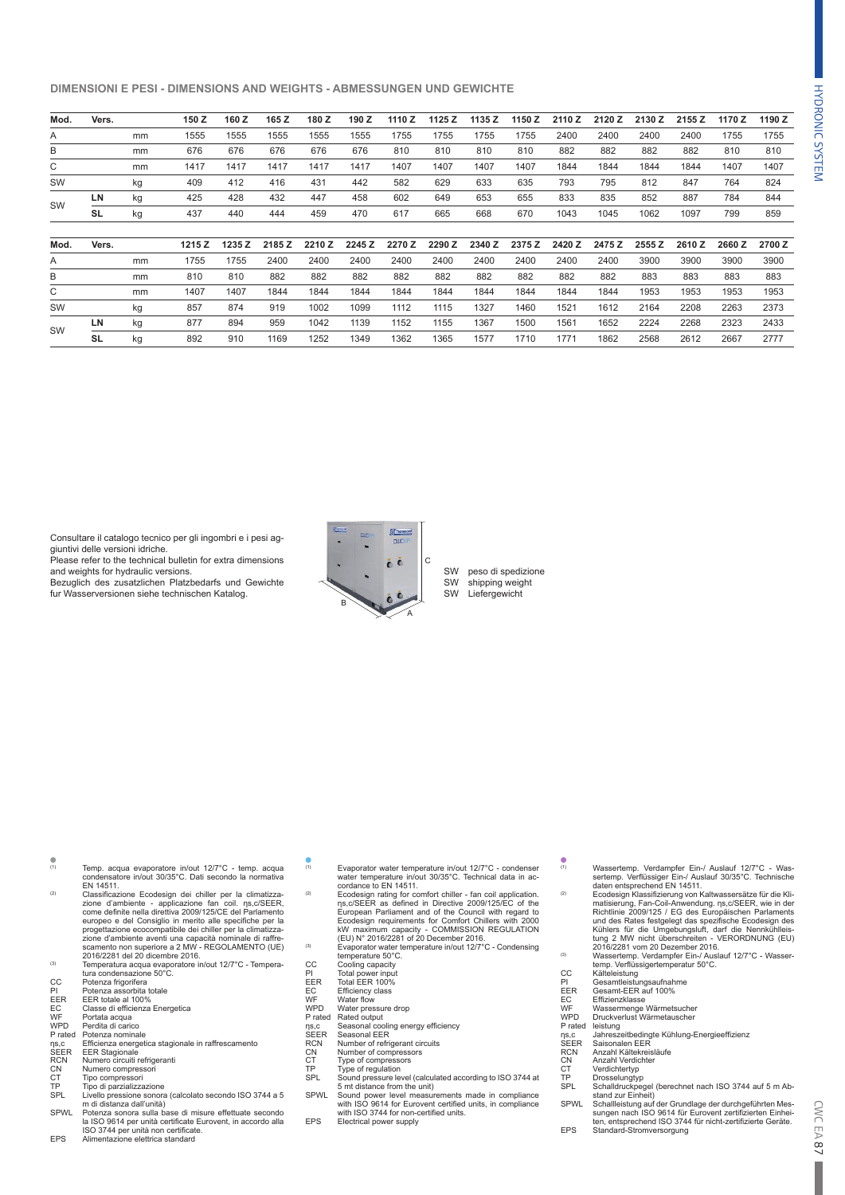## DIMENSIONI E PESI - DIMENSIONS AND WEIGHTS - ABMESSUNGEN UND GEWICHTE

| Mod. | Vers. | | 150 Z | 160 Z | 165 Z | 180 Z | 190 Z | 1110 Z | 1125 Z | 1135 Z | 1150 Z | 2110 Z | 2120 Z | 2130 Z | 2155 Z | 1170 Z | 1190 Z |
|---|---|---|---|---|---|---|---|---|---|---|---|---|---|---|---|---|---|
| A | | mm | 1555 | 1555 | 1555 | 1555 | 1555 | 1755 | 1755 | 1755 | 1755 | 2400 | 2400 | 2400 | 2400 | 1755 | 1755 |
| B | | mm | 676 | 676 | 676 | 676 | 676 | 810 | 810 | 810 | 810 | 882 | 882 | 882 | 882 | 810 | 810 |
| C | | mm | 1417 | 1417 | 1417 | 1417 | 1417 | 1407 | 1407 | 1407 | 1407 | 1844 | 1844 | 1844 | 1844 | 1407 | 1407 |
| SW | | kg | 409 | 412 | 416 | 431 | 442 | 582 | 629 | 633 | 635 | 793 | 795 | 812 | 847 | 764 | 824 |
| SW | LN | kg | 425 | 428 | 432 | 447 | 458 | 602 | 649 | 653 | 655 | 833 | 835 | 852 | 887 | 784 | 844 |
| | SL | kg | 437 | 440 | 444 | 459 | 470 | 617 | 665 | 668 | 670 | 1043 | 1045 | 1062 | 1097 | 799 | 859 |

| Mod. | Vers. | | 1215 Z | 1235 Z | 2185 Z | 2210 Z | 2245 Z | 2270 Z | 2290 Z | 2340 Z | 2375 Z | 2420 Z | 2475 Z | 2555 Z | 2610 Z | 2660 Z | 2700 Z |
|---|---|---|---|---|---|---|---|---|---|---|---|---|---|---|---|---|---|
| A | | mm | 1755 | 1755 | 2400 | 2400 | 2400 | 2400 | 2400 | 2400 | 2400 | 2400 | 2400 | 3900 | 3900 | 3900 | 3900 |
| B | | mm | 810 | 810 | 882 | 882 | 882 | 882 | 882 | 882 | 882 | 882 | 882 | 883 | 883 | 883 | 883 |
| C | | mm | 1407 | 1407 | 1844 | 1844 | 1844 | 1844 | 1844 | 1844 | 1844 | 1844 | 1844 | 1953 | 1953 | 1953 | 1953 |
| SW | | kg | 857 | 874 | 919 | 1002 | 1099 | 1112 | 1115 | 1327 | 1460 | 1521 | 1612 | 2164 | 2208 | 2263 | 2373 |
| SW | LN | kg | 877 | 894 | 959 | 1042 | 1139 | 1152 | 1155 | 1367 | 1500 | 1561 | 1652 | 2224 | 2268 | 2323 | 2433 |
| | SL | kg | 892 | 910 | 1169 | 1252 | 1349 | 1362 | 1365 | 1577 | 1710 | 1771 | 1862 | 2568 | 2612 | 2667 | 2777 |

Consultare il catalogo tecnico per gli ingombri e i pesi aggiuntivi delle versioni idriche.
Please refer to the technical bulletin for extra dimensions and weights for hydraulic versions.
Bezuglich des zusatzlichen Platzbedarfs und Gewichte fur Wasserversionen siehe technischen Katalog.

C
B
A

SW peso di spedizione
SW shipping weight
SW Liefergewicht

(1) Temp. acqua evaporatore in/out 12/7°C - temp. acqua condensatore in/out 30/35°C. Dati secondo la normativa EN 14511.
(2) Classificazione Ecodesign dei chiller per la climatizzazione d'ambiente - applicazione fan coil. ηs,c/SEER, come definite nella direttiva 2009/125/CE del Parlamento europeo e del Consiglio in merito alle specifiche per la progettazione ecocompatibile dei chiller per la climatizzazione d'ambiente aventi una capacità nominale di raffrescamento non superiore a 2 MW - REGOLAMENTO (UE) 2016/2281 del 20 dicembre 2016.
(3) Temperatura acqua evaporatore in/out 12/7°C - Temperatura condensazione 50°C.

- CC Potenza frigorifera
- PI Potenza assorbita totale
- EER EER totale al 100%
- EC Classe di efficienza Energetica
- WF Portata acqua
- WPD Perdita di carico
- P rated Potenza nominale
- ηs,c Efficienza energetica stagionale in raffrescamento
- SEER EER Stagionale
- RCN Numero circuiti refrigeranti
- CN Numero compressori
- CT Tipo compressori
- TP Tipo di parzializzazione
- SPL Livello pressione sonora (calcolato secondo ISO 3744 a 5 m di distanza dall'unità)
- SPWL Potenza sonora sulla base di misure effettuate secondo la ISO 9614 per unità certificate Eurovent, in accordo alla ISO 3744 per unità non certificate.
- EPS Alimentazione elettrica standard

(1) Evaporator water temperature in/out 12/7°C - condenser water temperature in/out 30/35°C. Technical data in accordance to EN 14511.
(2) Ecodesign rating for comfort chiller - fan coil application. ηs,c/SEER as defined in Directive 2009/125/EC of the European Parliament and of the Council with regard to Ecodesign requirements for Comfort Chillers with 2000 kW maximum capacity - COMMISSION REGULATION (EU) N° 2016/2281 of 20 December 2016.
(3) Evaporator water temperature in/out 12/7°C - Condensing temperature 50°C.

- CC Cooling capacity
- PI Total power input
- EER Total EER 100%
- EC Efficiency class
- WF Water flow
- WPD Water pressure drop
- P rated Rated output
- ηs,c Seasonal cooling energy efficiency
- SEER Seasonal EER
- RCN Number of refrigerant circuits
- CN Number of compressors
- CT Type of compressors
- TP Type of regulation
- SPL Sound pressure level (calculated according to ISO 3744 at 5 mt distance from the unit)
- SPWL Sound power level measurements made in compliance with ISO 9614 for Eurovent certified units, in compliance with ISO 3744 for non-certified units.
- EPS Electrical power supply

(1) Wassertemp. Verdampfer Ein-/ Auslauf 12/7°C - Wassertemp. Verflüssiger Ein-/ Auslauf 30/35°C. Technische daten entsprechend EN 14511.
(2) Ecodesign Klassifizierung von Kaltwassersätze für die Klimatisierung, Fan-Coil-Anwendung. ηs,c/SEER, wie in der Richtlinie 2009/125 / EG des Europäischen Parlaments und des Rates festgelegt das spezifische Ecodesign des Kühlers für die Umgebungsluft, darf die Nennkühlleistung 2 MW nicht überschreiten - VERORDNUNG (EU) 2016/2281 vom 20 Dezember 2016.
(3) Wassertemp. Verdampfer Ein-/ Auslauf 12/7°C - Wassertemp. Verflüssigertemperatur 50°C.

- CC Kälteleistung
- PI Gesamtleistungsaufnahme
- EER Gesamt-EER auf 100%
- EC Effizienzklasse
- WF Wassermenge Wärmetsucher
- WPD Druckverlust Wärmetauscher
- P rated leistung
- ηs,c Jahreszeitbedingte Kühlung-Energieeffizienz
- SEER Saisonalen EER
- RCN Anzahl Kältekreisläufe
- CN Anzahl Verdichter
- CT Verdichtertyp
- TP Drosselungtyp
- SPL Schalldruckpegel (berechnet nach ISO 3744 auf 5 m Abstand zur Einheit)
- SPWL Schallleistung auf der Grundlage der durchgeführten Messungen nach ISO 9614 für Eurovent zertifizierten Einheiten, entsprechend ISO 3744 für nicht-zertifizierte Geräte.
- EPS Standard-Stromversorgung